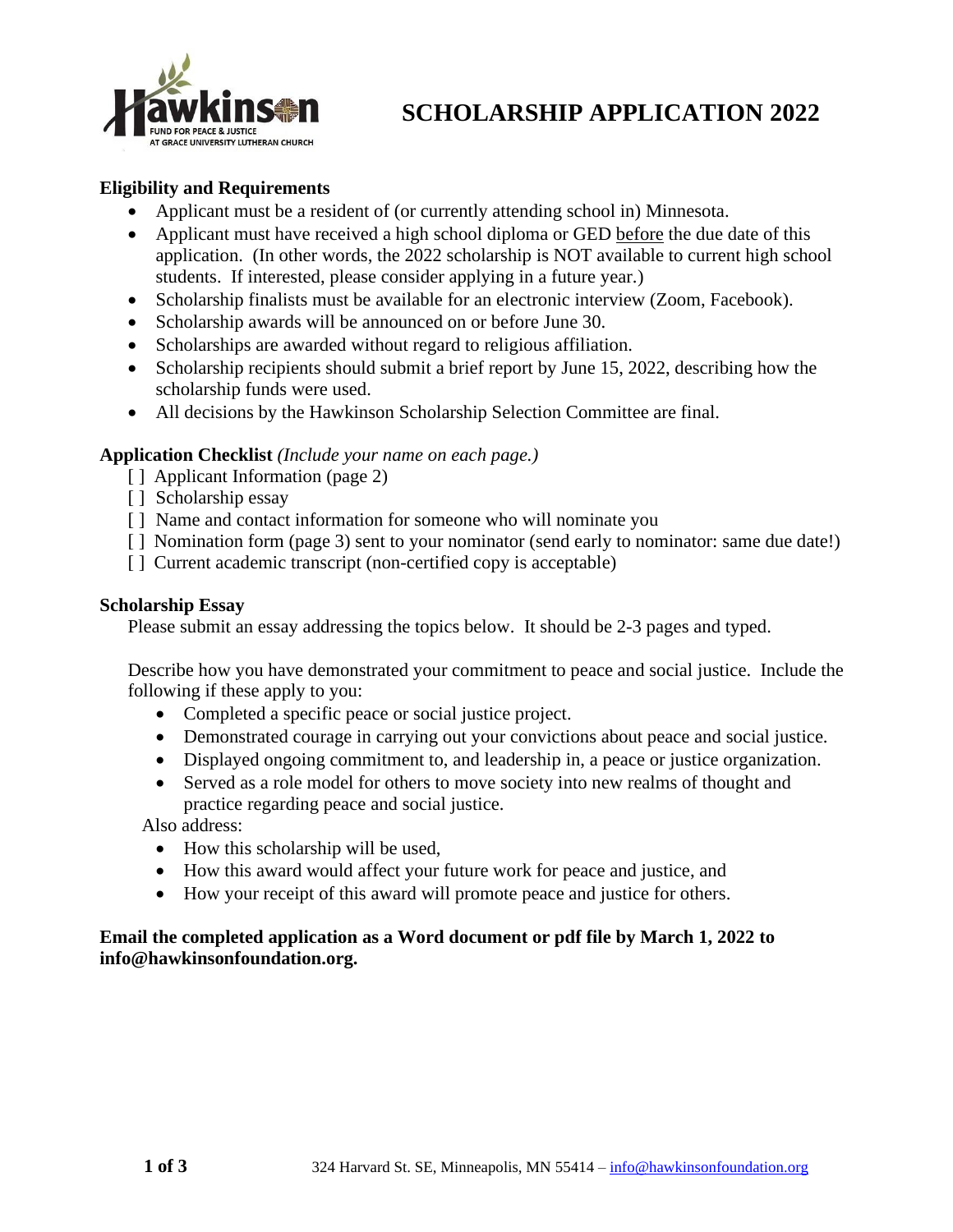Hawkinson
FUND FOR PEACE & JUSTICE
AT GRACE UNIVERSITY LUTHERAN CHURCH

# SCHOLARSHIP APPLICATION 2022

**Eligibility and Requirements**

- Applicant must be a resident of (or currently attending school in) Minnesota.
- Applicant must have received a high school diploma or GED before the due date of this application. (In other words, the 2022 scholarship is NOT available to current high school students. If interested, please consider applying in a future year.)
- Scholarship finalists must be available for an electronic interview (Zoom, Facebook).
- Scholarship awards will be announced on or before June 30.
- Scholarships are awarded without regard to religious affiliation.
- Scholarship recipients should submit a brief report by June 15, 2022, describing how the scholarship funds were used.
- All decisions by the Hawkinson Scholarship Selection Committee are final.

**Application Checklist** *(Include your name on each page.)*

[ ] Applicant Information (page 2)
[ ] Scholarship essay
[ ] Name and contact information for someone who will nominate you
[ ] Nomination form (page 3) sent to your nominator (send early to nominator: same due date!)
[ ] Current academic transcript (non-certified copy is acceptable)

**Scholarship Essay**

Please submit an essay addressing the topics below. It should be 2-3 pages and typed.

Describe how you have demonstrated your commitment to peace and social justice. Include the following if these apply to you:

- Completed a specific peace or social justice project.
- Demonstrated courage in carrying out your convictions about peace and social justice.
- Displayed ongoing commitment to, and leadership in, a peace or justice organization.
- Served as a role model for others to move society into new realms of thought and practice regarding peace and social justice.

Also address:

- How this scholarship will be used,
- How this award would affect your future work for peace and justice, and
- How your receipt of this award will promote peace and justice for others.

**Email the completed application as a Word document or pdf file by March 1, 2022 to info@hawkinsonfoundation.org.**

324 Harvard St. SE, Minneapolis, MN 55414 – info@hawkinsonfoundation.org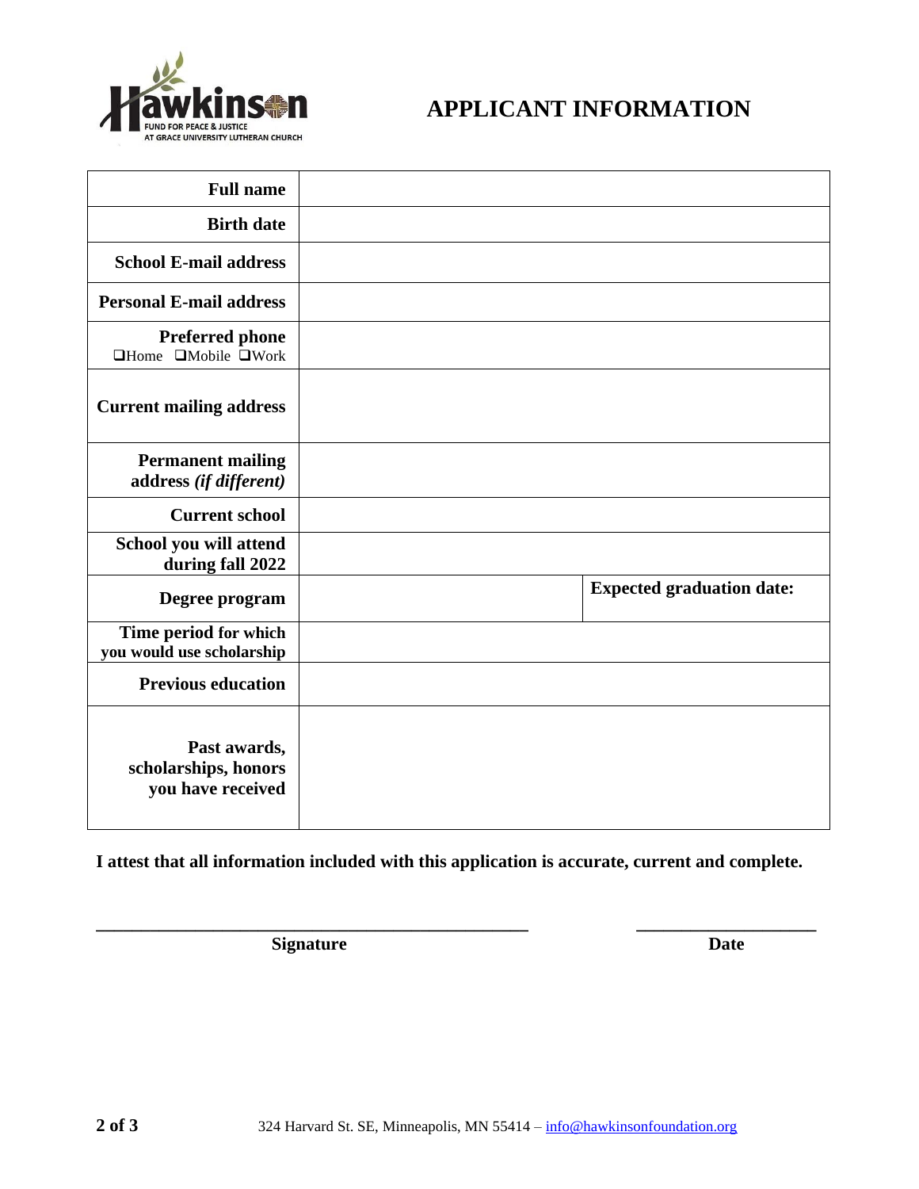# APPLICANT INFORMATION

| | | |
|---|---|---|
| **Full name** | | |
| **Birth date** | | |
| **School E-mail address** | | |
| **Personal E-mail address** | | |
| **Preferred phone** ❑Home ❑Mobile ❑Work | | |
| **Current mailing address** | | |
| **Permanent mailing address** ***(if different)*** | | |
| **Current school** | | |
| **School you will attend during fall 2022** | | |
| **Degree program** | | **Expected graduation date:** |
| **Time period for which you would use scholarship** | | |
| **Previous education** | | |
| **Past awards, scholarships, honors you have received** | | |

**I attest that all information included with this application is accurate, current and complete.**

\_\_\_\_\_\_\_\_\_\_\_\_\_\_\_\_\_\_\_\_\_\_\_\_\_\_\_\_\_\_\_\_\_\_\_\_\_\_\_\_ &nbsp;&nbsp;&nbsp;&nbsp;&nbsp;&nbsp;&nbsp;&nbsp;&nbsp;&nbsp; \_\_\_\_\_\_\_\_\_\_\_\_\_\_\_\_\_\_\_\_

**Signature** &nbsp;&nbsp;&nbsp;&nbsp;&nbsp;&nbsp;&nbsp;&nbsp;&nbsp;&nbsp;&nbsp;&nbsp;&nbsp;&nbsp;&nbsp;&nbsp;&nbsp;&nbsp;&nbsp;&nbsp;&nbsp;&nbsp;&nbsp;&nbsp;&nbsp;&nbsp;&nbsp;&nbsp;&nbsp;&nbsp;&nbsp;&nbsp;&nbsp;&nbsp;&nbsp;&nbsp;&nbsp;&nbsp;&nbsp;&nbsp; **Date**

324 Harvard St. SE, Minneapolis, MN 55414 – info@hawkinsonfoundation.org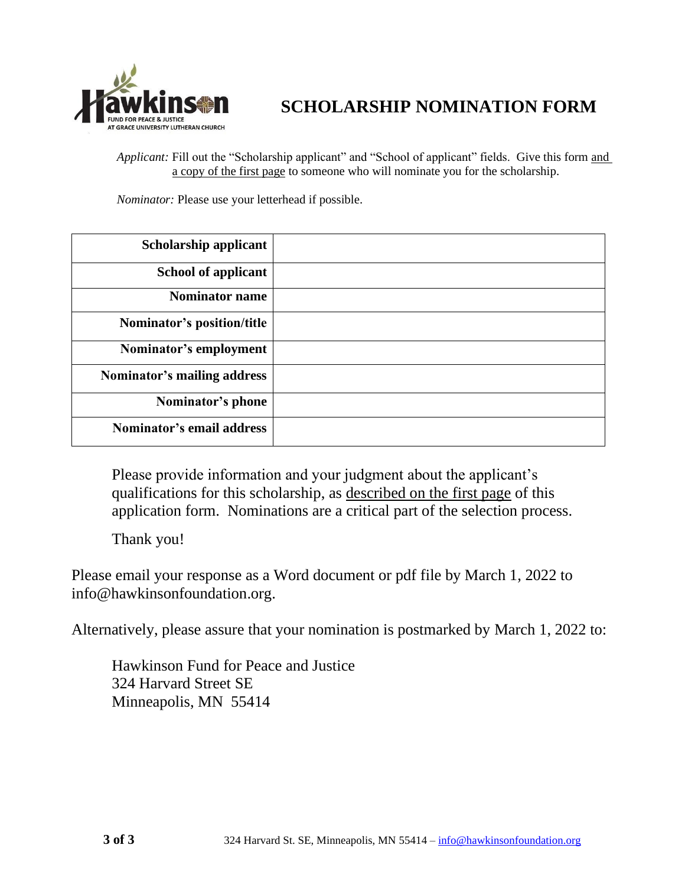# SCHOLARSHIP NOMINATION FORM

*Applicant:* Fill out the "Scholarship applicant" and "School of applicant" fields. Give this form and a copy of the first page to someone who will nominate you for the scholarship.

*Nominator:* Please use your letterhead if possible.

| | |
|---|---|
| **Scholarship applicant** | |
| **School of applicant** | |
| **Nominator name** | |
| **Nominator's position/title** | |
| **Nominator's employment** | |
| **Nominator's mailing address** | |
| **Nominator's phone** | |
| **Nominator's email address** | |

Please provide information and your judgment about the applicant's qualifications for this scholarship, as described on the first page of this application form. Nominations are a critical part of the selection process.

Thank you!

Please email your response as a Word document or pdf file by March 1, 2022 to info@hawkinsonfoundation.org.

Alternatively, please assure that your nomination is postmarked by March 1, 2022 to:

Hawkinson Fund for Peace and Justice
324 Harvard Street SE
Minneapolis, MN 55414